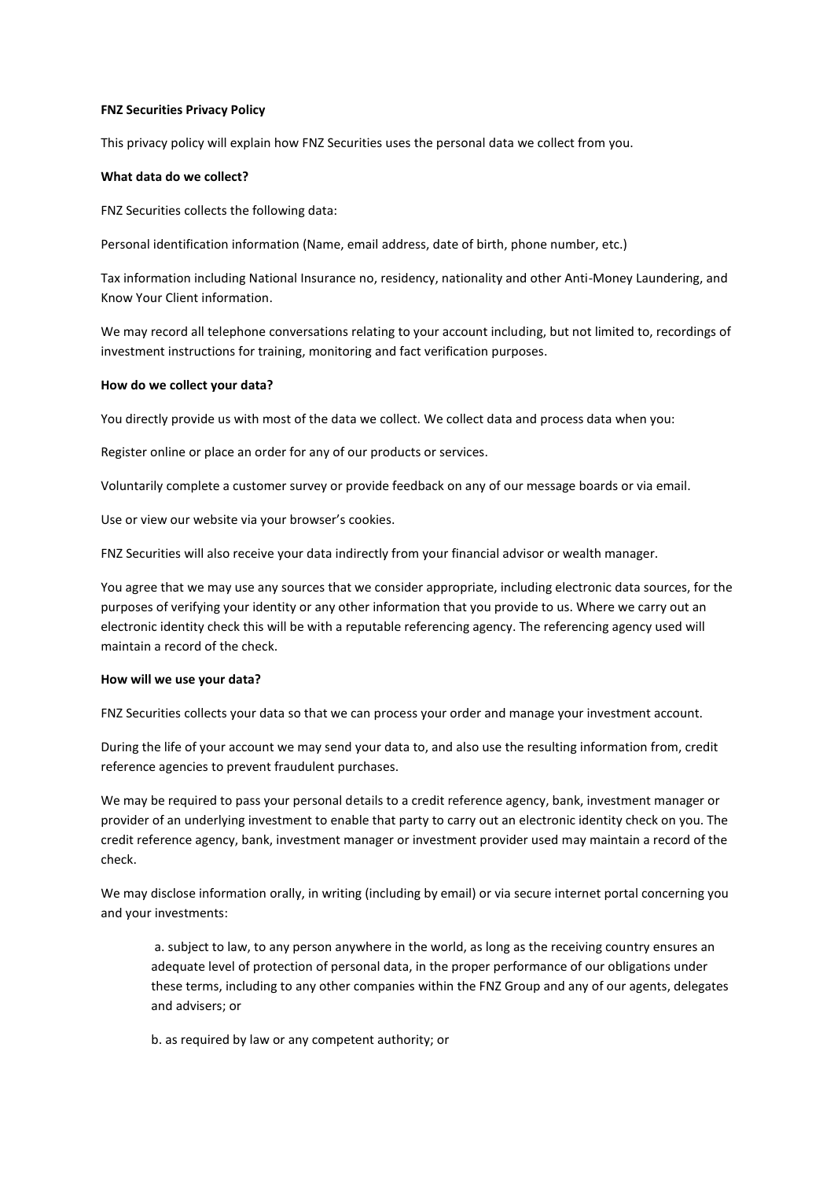**FNZ Securities Privacy Policy**

This privacy policy will explain how FNZ Securities uses the personal data we collect from you.

**What data do we collect?**

FNZ Securities collects the following data:

Personal identification information (Name, email address, date of birth, phone number, etc.)

Tax information including National Insurance no, residency, nationality and other Anti-Money Laundering, and Know Your Client information.

We may record all telephone conversations relating to your account including, but not limited to, recordings of investment instructions for training, monitoring and fact verification purposes.

**How do we collect your data?**

You directly provide us with most of the data we collect. We collect data and process data when you:

Register online or place an order for any of our products or services.

Voluntarily complete a customer survey or provide feedback on any of our message boards or via email.

Use or view our website via your browser's cookies.

FNZ Securities will also receive your data indirectly from your financial advisor or wealth manager.

You agree that we may use any sources that we consider appropriate, including electronic data sources, for the purposes of verifying your identity or any other information that you provide to us. Where we carry out an electronic identity check this will be with a reputable referencing agency. The referencing agency used will maintain a record of the check.

**How will we use your data?**

FNZ Securities collects your data so that we can process your order and manage your investment account.

During the life of your account we may send your data to, and also use the resulting information from, credit reference agencies to prevent fraudulent purchases.

We may be required to pass your personal details to a credit reference agency, bank, investment manager or provider of an underlying investment to enable that party to carry out an electronic identity check on you. The credit reference agency, bank, investment manager or investment provider used may maintain a record of the check.

We may disclose information orally, in writing (including by email) or via secure internet portal concerning you and your investments:

> a. subject to law, to any person anywhere in the world, as long as the receiving country ensures an adequate level of protection of personal data, in the proper performance of our obligations under these terms, including to any other companies within the FNZ Group and any of our agents, delegates and advisers; or
>
> b. as required by law or any competent authority; or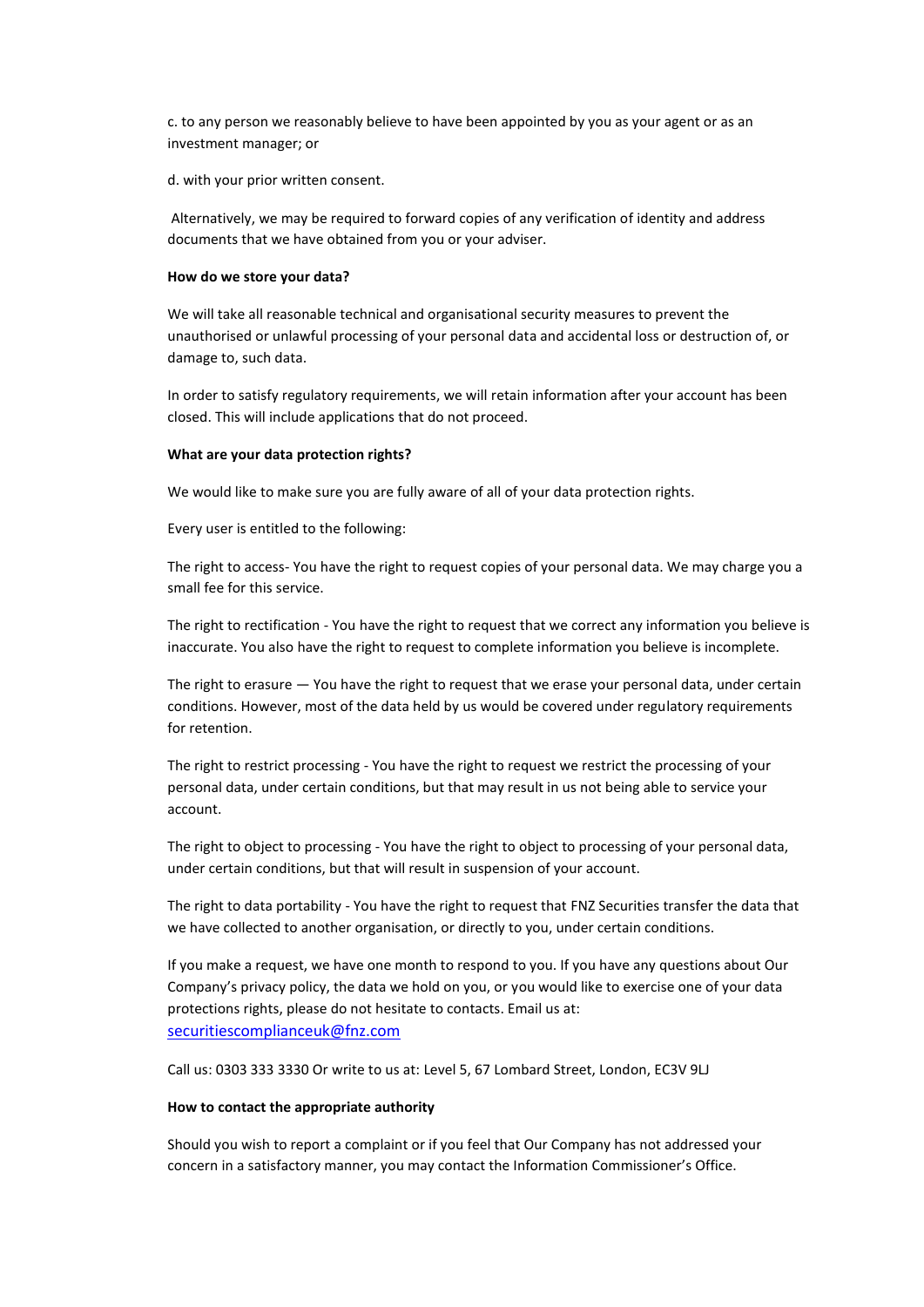c. to any person we reasonably believe to have been appointed by you as your agent or as an investment manager; or

d. with your prior written consent.

Alternatively, we may be required to forward copies of any verification of identity and address documents that we have obtained from you or your adviser.

**How do we store your data?**

We will take all reasonable technical and organisational security measures to prevent the unauthorised or unlawful processing of your personal data and accidental loss or destruction of, or damage to, such data.

In order to satisfy regulatory requirements, we will retain information after your account has been closed. This will include applications that do not proceed.

**What are your data protection rights?**

We would like to make sure you are fully aware of all of your data protection rights.

Every user is entitled to the following:

The right to access- You have the right to request copies of your personal data. We may charge you a small fee for this service.

The right to rectification - You have the right to request that we correct any information you believe is inaccurate. You also have the right to request to complete information you believe is incomplete.

The right to erasure — You have the right to request that we erase your personal data, under certain conditions. However, most of the data held by us would be covered under regulatory requirements for retention.

The right to restrict processing - You have the right to request we restrict the processing of your personal data, under certain conditions, but that may result in us not being able to service your account.

The right to object to processing - You have the right to object to processing of your personal data, under certain conditions, but that will result in suspension of your account.

The right to data portability - You have the right to request that FNZ Securities transfer the data that we have collected to another organisation, or directly to you, under certain conditions.

If you make a request, we have one month to respond to you. If you have any questions about Our Company's privacy policy, the data we hold on you, or you would like to exercise one of your data protections rights, please do not hesitate to contacts. Email us at: securitiescomplianceuk@fnz.com

Call us: 0303 333 3330 Or write to us at: Level 5, 67 Lombard Street, London, EC3V 9LJ

**How to contact the appropriate authority**

Should you wish to report a complaint or if you feel that Our Company has not addressed your concern in a satisfactory manner, you may contact the Information Commissioner's Office.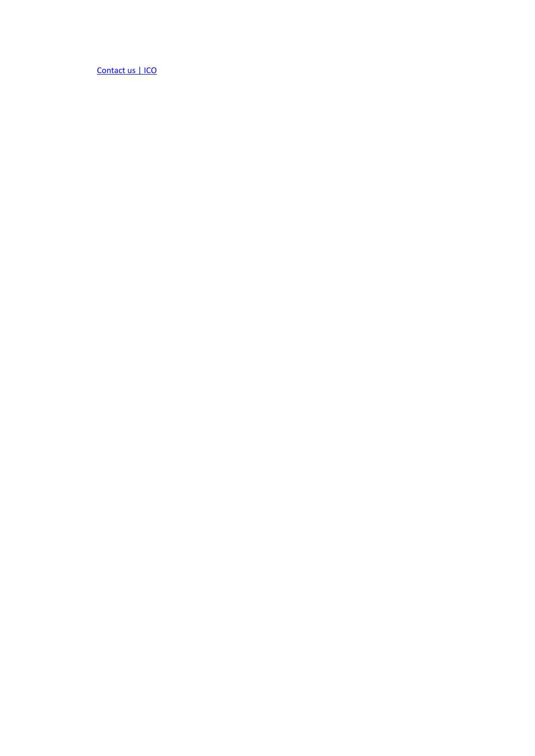[Contact us | ICO]()